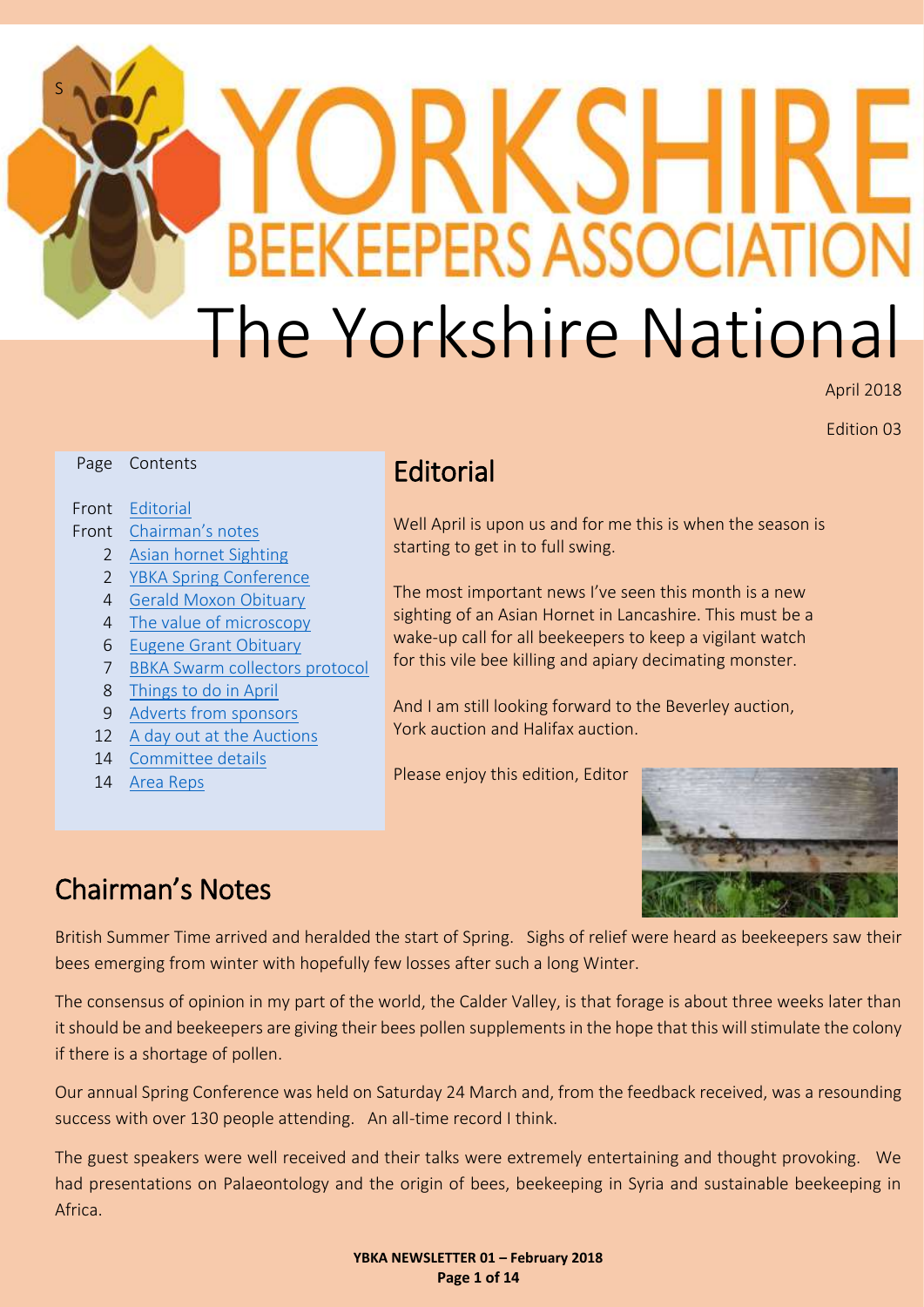# Yorkshire Beekeepers Association

# The Yorkshire National

April 2018

Edition 03

| Page | Contents |
| --- | --- |
| Front | Editorial |
| Front | Chairman's notes |
| 2 | Asian hornet Sighting |
| 2 | YBKA Spring Conference |
| 4 | Gerald Moxon Obituary |
| 4 | The value of microscopy |
| 6 | Eugene Grant Obituary |
| 7 | BBKA Swarm collectors protocol |
| 8 | Things to do in April |
| 9 | Adverts from sponsors |
| 12 | A day out at the Auctions |
| 14 | Committee details |
| 14 | Area Reps |

## Editorial

Well April is upon us and for me this is when the season is starting to get in to full swing.

The most important news I've seen this month is a new sighting of an Asian Hornet in Lancashire. This must be a wake-up call for all beekeepers to keep a vigilant watch for this vile bee killing and apiary decimating monster.

And I am still looking forward to the Beverley auction, York auction and Halifax auction.

Please enjoy this edition, Editor

## Chairman's Notes

British Summer Time arrived and heralded the start of Spring. Sighs of relief were heard as beekeepers saw their bees emerging from winter with hopefully few losses after such a long Winter.

The consensus of opinion in my part of the world, the Calder Valley, is that forage is about three weeks later than it should be and beekeepers are giving their bees pollen supplements in the hope that this will stimulate the colony if there is a shortage of pollen.

Our annual Spring Conference was held on Saturday 24 March and, from the feedback received, was a resounding success with over 130 people attending. An all-time record I think.

The guest speakers were well received and their talks were extremely entertaining and thought provoking. We had presentations on Palaeontology and the origin of bees, beekeeping in Syria and sustainable beekeeping in Africa.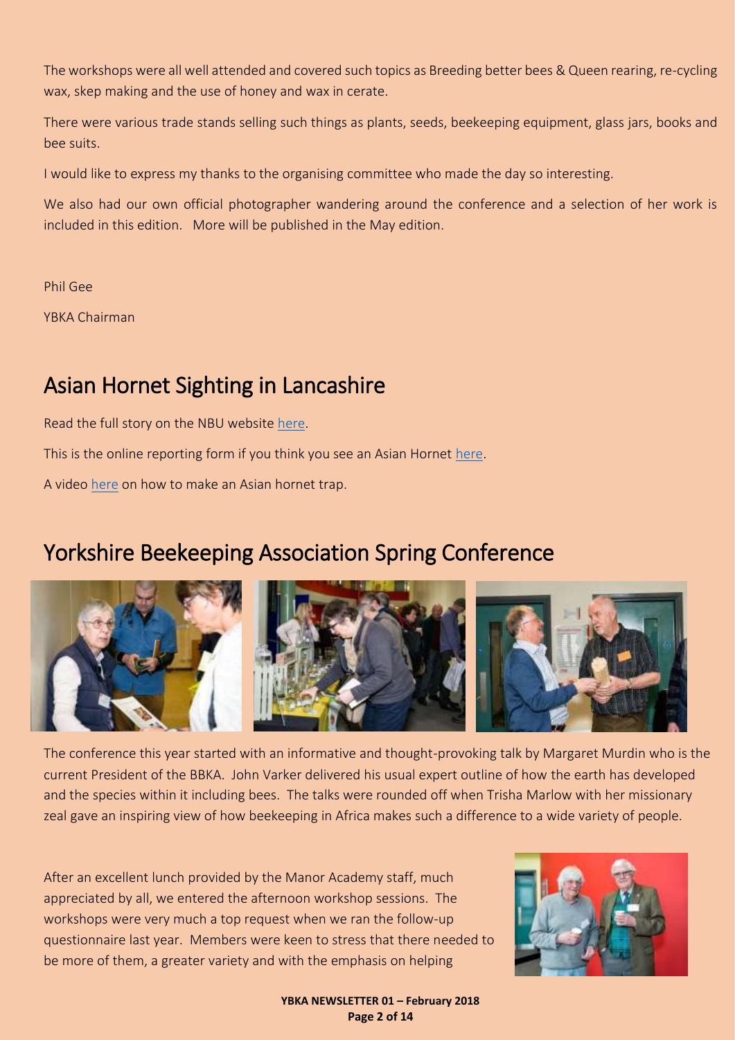The workshops were all well attended and covered such topics as Breeding better bees & Queen rearing, re-cycling wax, skep making and the use of honey and wax in cerate.

There were various trade stands selling such things as plants, seeds, beekeeping equipment, glass jars, books and bee suits.

I would like to express my thanks to the organising committee who made the day so interesting.

We also had our own official photographer wandering around the conference and a selection of her work is included in this edition. More will be published in the May edition.

Phil Gee

YBKA Chairman

## Asian Hornet Sighting in Lancashire

Read the full story on the NBU website here.

This is the online reporting form if you think you see an Asian Hornet here.

A video here on how to make an Asian hornet trap.

## Yorkshire Beekeeping Association Spring Conference

The conference this year started with an informative and thought-provoking talk by Margaret Murdin who is the current President of the BBKA. John Varker delivered his usual expert outline of how the earth has developed and the species within it including bees. The talks were rounded off when Trisha Marlow with her missionary zeal gave an inspiring view of how beekeeping in Africa makes such a difference to a wide variety of people.

After an excellent lunch provided by the Manor Academy staff, much appreciated by all, we entered the afternoon workshop sessions. The workshops were very much a top request when we ran the follow-up questionnaire last year. Members were keen to stress that there needed to be more of them, a greater variety and with the emphasis on helping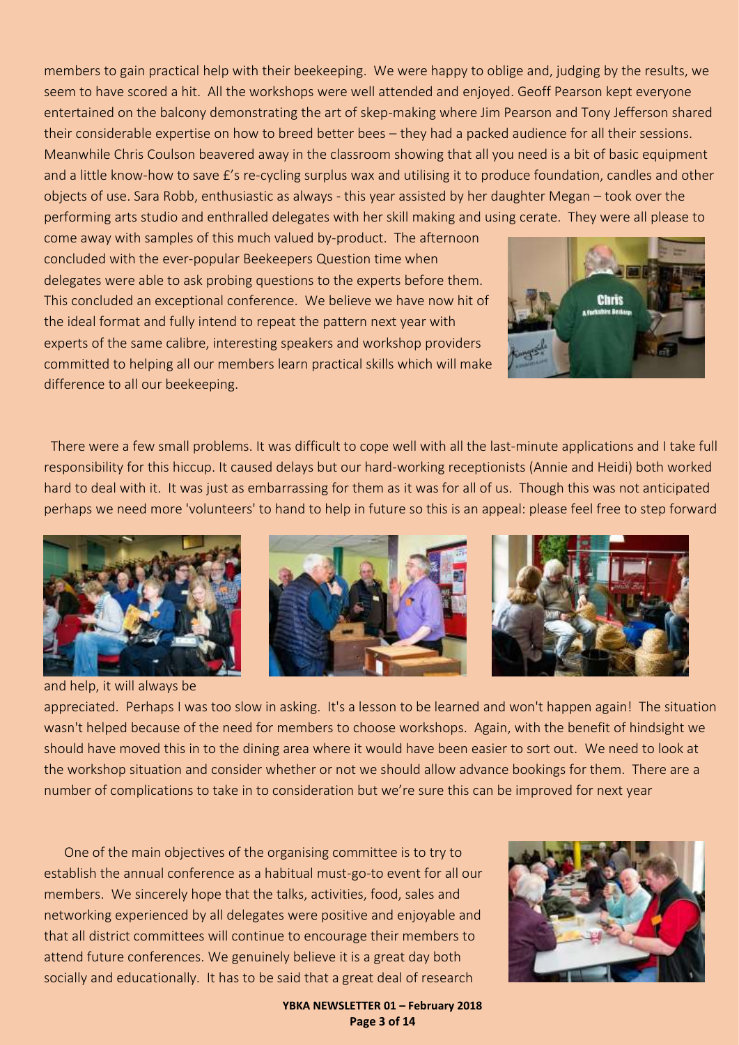members to gain practical help with their beekeeping. We were happy to oblige and, judging by the results, we seem to have scored a hit. All the workshops were well attended and enjoyed. Geoff Pearson kept everyone entertained on the balcony demonstrating the art of skep-making where Jim Pearson and Tony Jefferson shared their considerable expertise on how to breed better bees – they had a packed audience for all their sessions. Meanwhile Chris Coulson beavered away in the classroom showing that all you need is a bit of basic equipment and a little know-how to save £'s re-cycling surplus wax and utilising it to produce foundation, candles and other objects of use. Sara Robb, enthusiastic as always - this year assisted by her daughter Megan – took over the performing arts studio and enthralled delegates with her skill making and using cerate. They were all please to come away with samples of this much valued by-product. The afternoon concluded with the ever-popular Beekeepers Question time when delegates were able to ask probing questions to the experts before them. This concluded an exceptional conference. We believe we have now hit of the ideal format and fully intend to repeat the pattern next year with experts of the same calibre, interesting speakers and workshop providers committed to helping all our members learn practical skills which will make difference to all our beekeeping.

There were a few small problems. It was difficult to cope well with all the last-minute applications and I take full responsibility for this hiccup. It caused delays but our hard-working receptionists (Annie and Heidi) both worked hard to deal with it. It was just as embarrassing for them as it was for all of us. Though this was not anticipated perhaps we need more 'volunteers' to hand to help in future so this is an appeal: please feel free to step forward and help, it will always be appreciated. Perhaps I was too slow in asking. It's a lesson to be learned and won't happen again! The situation wasn't helped because of the need for members to choose workshops. Again, with the benefit of hindsight we should have moved this in to the dining area where it would have been easier to sort out. We need to look at the workshop situation and consider whether or not we should allow advance bookings for them. There are a number of complications to take in to consideration but we're sure this can be improved for next year

One of the main objectives of the organising committee is to try to establish the annual conference as a habitual must-go-to event for all our members. We sincerely hope that the talks, activities, food, sales and networking experienced by all delegates were positive and enjoyable and that all district committees will continue to encourage their members to attend future conferences. We genuinely believe it is a great day both socially and educationally. It has to be said that a great deal of research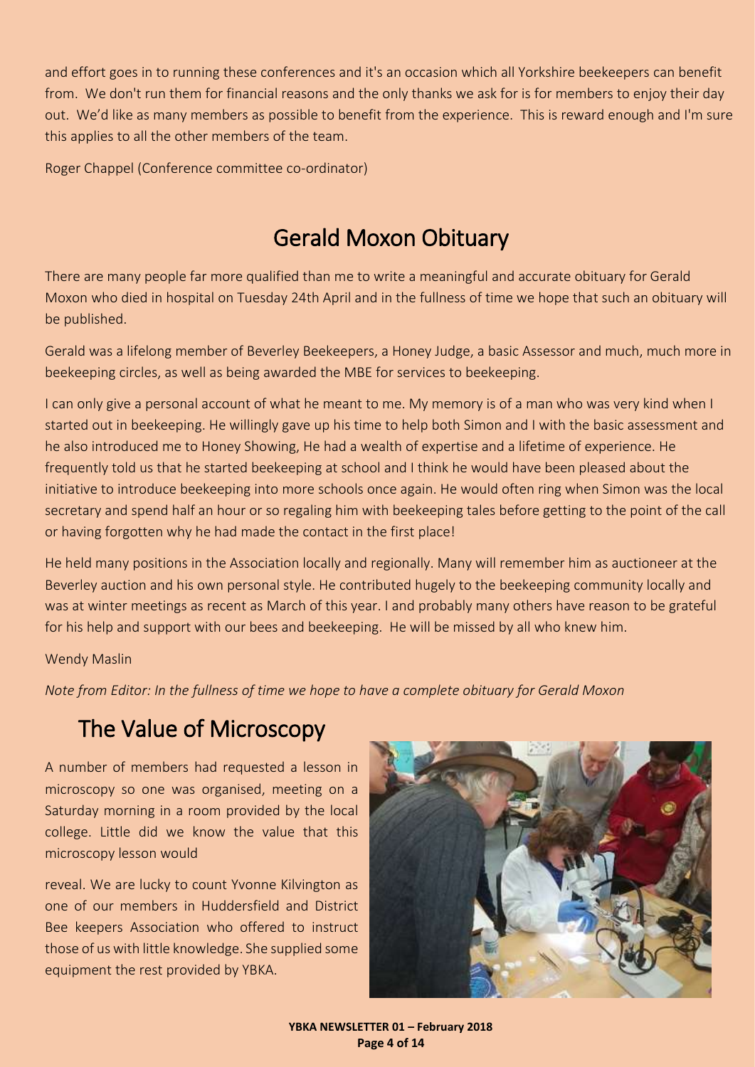and effort goes in to running these conferences and it's an occasion which all Yorkshire beekeepers can benefit from. We don't run them for financial reasons and the only thanks we ask for is for members to enjoy their day out. We'd like as many members as possible to benefit from the experience. This is reward enough and I'm sure this applies to all the other members of the team.

Roger Chappel (Conference committee co-ordinator)

# Gerald Moxon Obituary

There are many people far more qualified than me to write a meaningful and accurate obituary for Gerald Moxon who died in hospital on Tuesday 24th April and in the fullness of time we hope that such an obituary will be published.

Gerald was a lifelong member of Beverley Beekeepers, a Honey Judge, a basic Assessor and much, much more in beekeeping circles, as well as being awarded the MBE for services to beekeeping.

I can only give a personal account of what he meant to me. My memory is of a man who was very kind when I started out in beekeeping. He willingly gave up his time to help both Simon and I with the basic assessment and he also introduced me to Honey Showing, He had a wealth of expertise and a lifetime of experience. He frequently told us that he started beekeeping at school and I think he would have been pleased about the initiative to introduce beekeeping into more schools once again. He would often ring when Simon was the local secretary and spend half an hour or so regaling him with beekeeping tales before getting to the point of the call or having forgotten why he had made the contact in the first place!

He held many positions in the Association locally and regionally. Many will remember him as auctioneer at the Beverley auction and his own personal style. He contributed hugely to the beekeeping community locally and was at winter meetings as recent as March of this year. I and probably many others have reason to be grateful for his help and support with our bees and beekeeping. He will be missed by all who knew him.

Wendy Maslin

*Note from Editor: In the fullness of time we hope to have a complete obituary for Gerald Moxon*

# The Value of Microscopy

A number of members had requested a lesson in microscopy so one was organised, meeting on a Saturday morning in a room provided by the local college. Little did we know the value that this microscopy lesson would

reveal. We are lucky to count Yvonne Kilvington as one of our members in Huddersfield and District Bee keepers Association who offered to instruct those of us with little knowledge. She supplied some equipment the rest provided by YBKA.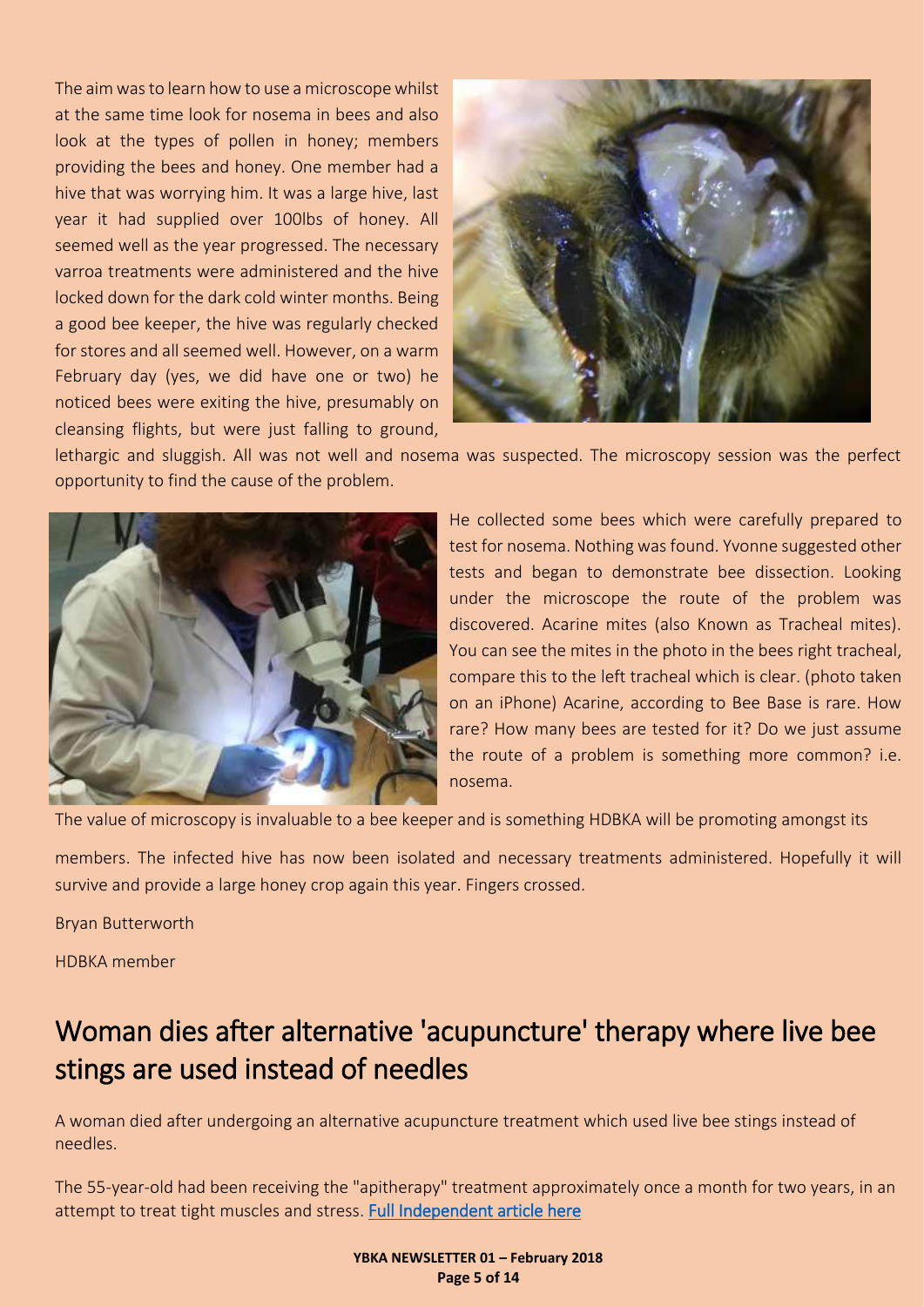The aim was to learn how to use a microscope whilst at the same time look for nosema in bees and also look at the types of pollen in honey; members providing the bees and honey. One member had a hive that was worrying him. It was a large hive, last year it had supplied over 100lbs of honey. All seemed well as the year progressed. The necessary varroa treatments were administered and the hive locked down for the dark cold winter months. Being a good bee keeper, the hive was regularly checked for stores and all seemed well. However, on a warm February day (yes, we did have one or two) he noticed bees were exiting the hive, presumably on cleansing flights, but were just falling to ground, lethargic and sluggish. All was not well and nosema was suspected. The microscopy session was the perfect opportunity to find the cause of the problem.

He collected some bees which were carefully prepared to test for nosema. Nothing was found. Yvonne suggested other tests and began to demonstrate bee dissection. Looking under the microscope the route of the problem was discovered. Acarine mites (also Known as Tracheal mites). You can see the mites in the photo in the bees right tracheal, compare this to the left tracheal which is clear. (photo taken on an iPhone) Acarine, according to Bee Base is rare. How rare? How many bees are tested for it? Do we just assume the route of a problem is something more common? i.e. nosema.

The value of microscopy is invaluable to a bee keeper and is something HDBKA will be promoting amongst its members. The infected hive has now been isolated and necessary treatments administered. Hopefully it will survive and provide a large honey crop again this year. Fingers crossed.

Bryan Butterworth

HDBKA member

## Woman dies after alternative 'acupuncture' therapy where live bee stings are used instead of needles

A woman died after undergoing an alternative acupuncture treatment which used live bee stings instead of needles.

The 55-year-old had been receiving the "apitherapy" treatment approximately once a month for two years, in an attempt to treat tight muscles and stress. Full Independent article here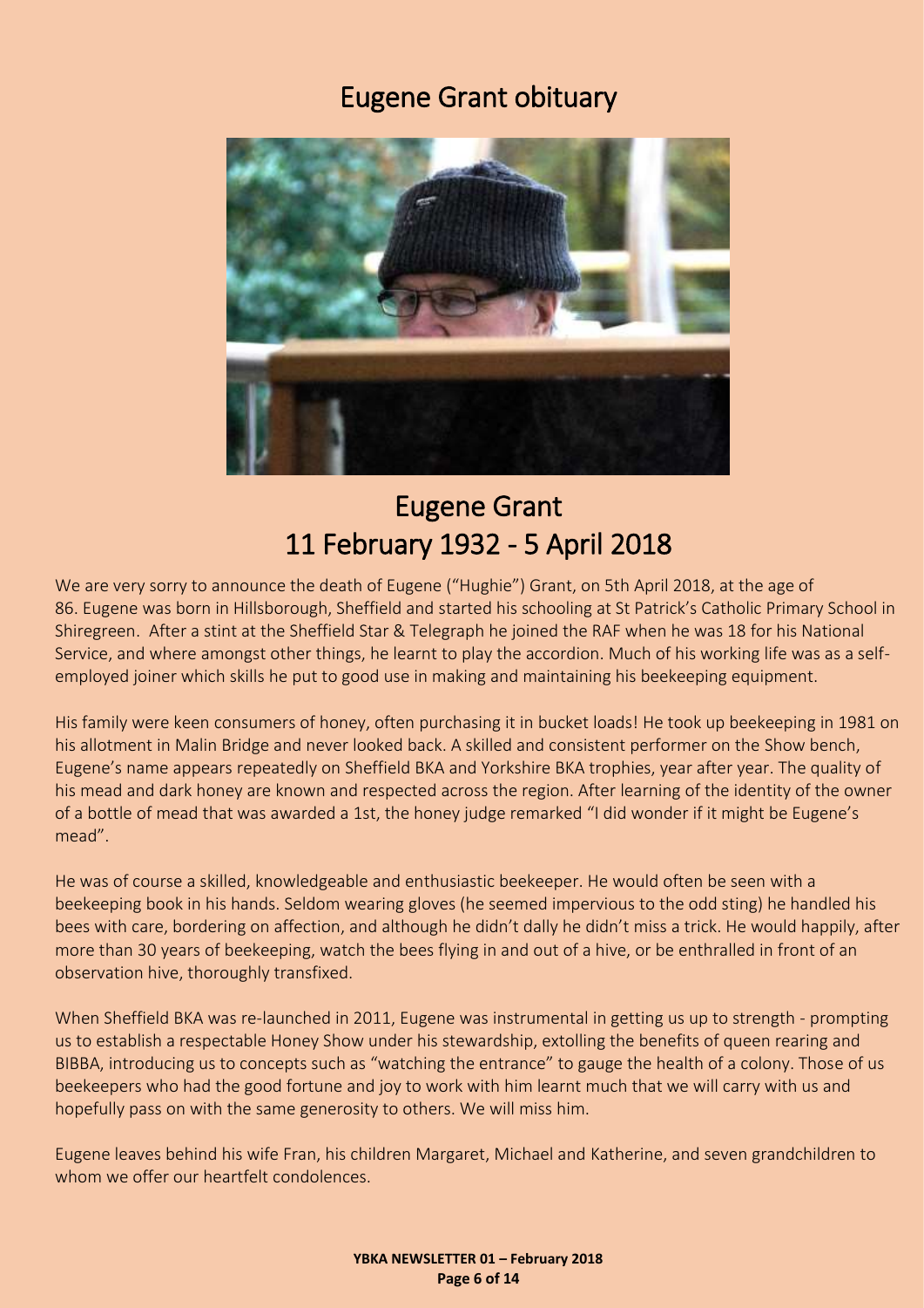# Eugene Grant obituary

## Eugene Grant
## 11 February 1932 - 5 April 2018

We are very sorry to announce the death of Eugene ("Hughie") Grant, on 5th April 2018, at the age of 86. Eugene was born in Hillsborough, Sheffield and started his schooling at St Patrick's Catholic Primary School in Shiregreen. After a stint at the Sheffield Star & Telegraph he joined the RAF when he was 18 for his National Service, and where amongst other things, he learnt to play the accordion. Much of his working life was as a self-employed joiner which skills he put to good use in making and maintaining his beekeeping equipment.

His family were keen consumers of honey, often purchasing it in bucket loads! He took up beekeeping in 1981 on his allotment in Malin Bridge and never looked back. A skilled and consistent performer on the Show bench, Eugene's name appears repeatedly on Sheffield BKA and Yorkshire BKA trophies, year after year. The quality of his mead and dark honey are known and respected across the region. After learning of the identity of the owner of a bottle of mead that was awarded a 1st, the honey judge remarked "I did wonder if it might be Eugene's mead".

He was of course a skilled, knowledgeable and enthusiastic beekeeper. He would often be seen with a beekeeping book in his hands. Seldom wearing gloves (he seemed impervious to the odd sting) he handled his bees with care, bordering on affection, and although he didn't dally he didn't miss a trick. He would happily, after more than 30 years of beekeeping, watch the bees flying in and out of a hive, or be enthralled in front of an observation hive, thoroughly transfixed.

When Sheffield BKA was re-launched in 2011, Eugene was instrumental in getting us up to strength - prompting us to establish a respectable Honey Show under his stewardship, extolling the benefits of queen rearing and BIBBA, introducing us to concepts such as "watching the entrance" to gauge the health of a colony. Those of us beekeepers who had the good fortune and joy to work with him learnt much that we will carry with us and hopefully pass on with the same generosity to others. We will miss him.

Eugene leaves behind his wife Fran, his children Margaret, Michael and Katherine, and seven grandchildren to whom we offer our heartfelt condolences.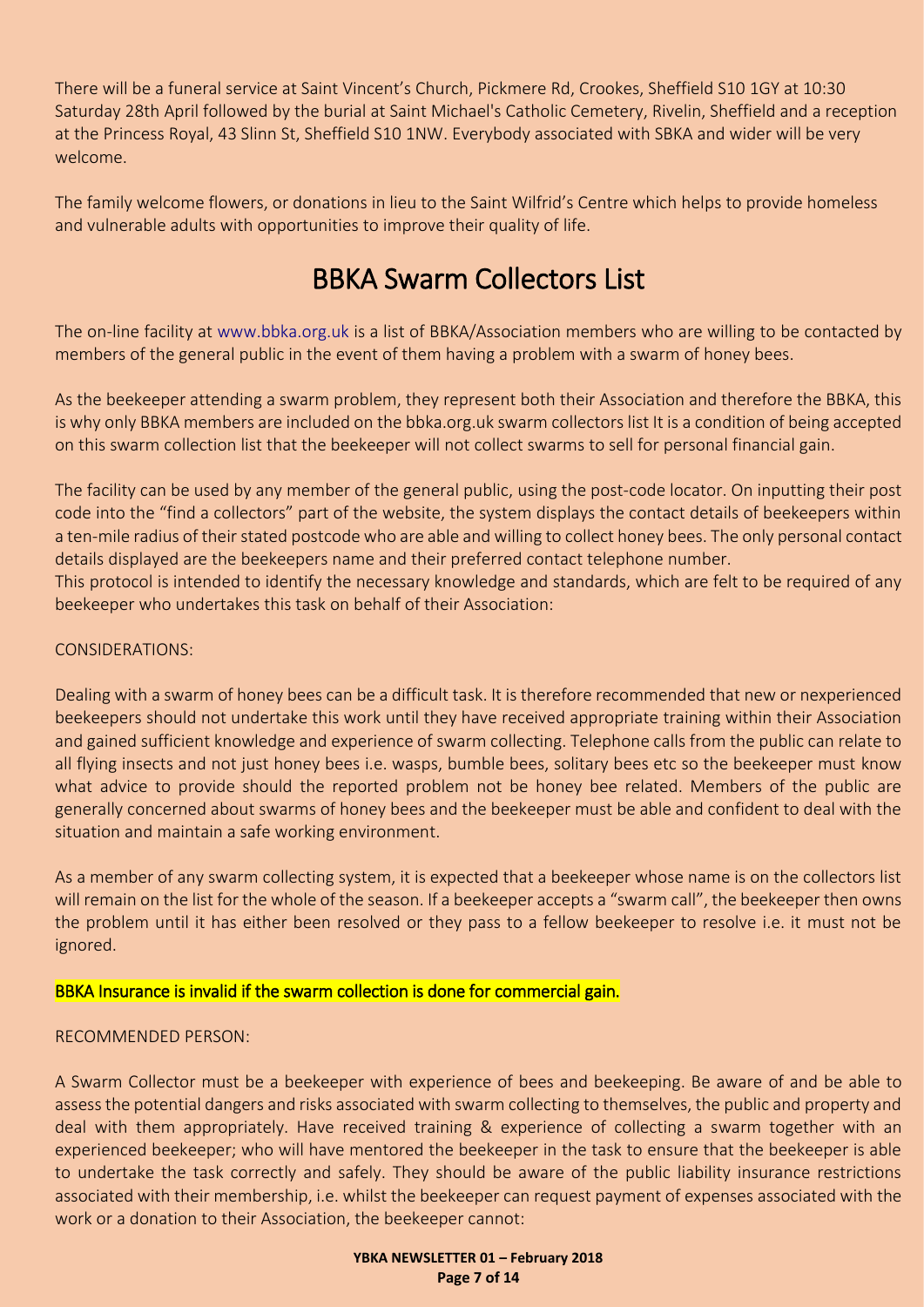There will be a funeral service at Saint Vincent's Church, Pickmere Rd, Crookes, Sheffield S10 1GY at 10:30 Saturday 28th April followed by the burial at Saint Michael's Catholic Cemetery, Rivelin, Sheffield and a reception at the Princess Royal, 43 Slinn St, Sheffield S10 1NW. Everybody associated with SBKA and wider will be very welcome.

The family welcome flowers, or donations in lieu to the Saint Wilfrid's Centre which helps to provide homeless and vulnerable adults with opportunities to improve their quality of life.

# BBKA Swarm Collectors List

The on-line facility at www.bbka.org.uk is a list of BBKA/Association members who are willing to be contacted by members of the general public in the event of them having a problem with a swarm of honey bees.

As the beekeeper attending a swarm problem, they represent both their Association and therefore the BBKA, this is why only BBKA members are included on the bbka.org.uk swarm collectors list It is a condition of being accepted on this swarm collection list that the beekeeper will not collect swarms to sell for personal financial gain.

The facility can be used by any member of the general public, using the post-code locator. On inputting their post code into the "find a collectors" part of the website, the system displays the contact details of beekeepers within a ten-mile radius of their stated postcode who are able and willing to collect honey bees. The only personal contact details displayed are the beekeepers name and their preferred contact telephone number.
This protocol is intended to identify the necessary knowledge and standards, which are felt to be required of any beekeeper who undertakes this task on behalf of their Association:

CONSIDERATIONS:

Dealing with a swarm of honey bees can be a difficult task. It is therefore recommended that new or nexperienced beekeepers should not undertake this work until they have received appropriate training within their Association and gained sufficient knowledge and experience of swarm collecting. Telephone calls from the public can relate to all flying insects and not just honey bees i.e. wasps, bumble bees, solitary bees etc so the beekeeper must know what advice to provide should the reported problem not be honey bee related. Members of the public are generally concerned about swarms of honey bees and the beekeeper must be able and confident to deal with the situation and maintain a safe working environment.

As a member of any swarm collecting system, it is expected that a beekeeper whose name is on the collectors list will remain on the list for the whole of the season. If a beekeeper accepts a "swarm call", the beekeeper then owns the problem until it has either been resolved or they pass to a fellow beekeeper to resolve i.e. it must not be ignored.

BBKA Insurance is invalid if the swarm collection is done for commercial gain.

RECOMMENDED PERSON:

A Swarm Collector must be a beekeeper with experience of bees and beekeeping. Be aware of and be able to assess the potential dangers and risks associated with swarm collecting to themselves, the public and property and deal with them appropriately. Have received training & experience of collecting a swarm together with an experienced beekeeper; who will have mentored the beekeeper in the task to ensure that the beekeeper is able to undertake the task correctly and safely. They should be aware of the public liability insurance restrictions associated with their membership, i.e. whilst the beekeeper can request payment of expenses associated with the work or a donation to their Association, the beekeeper cannot: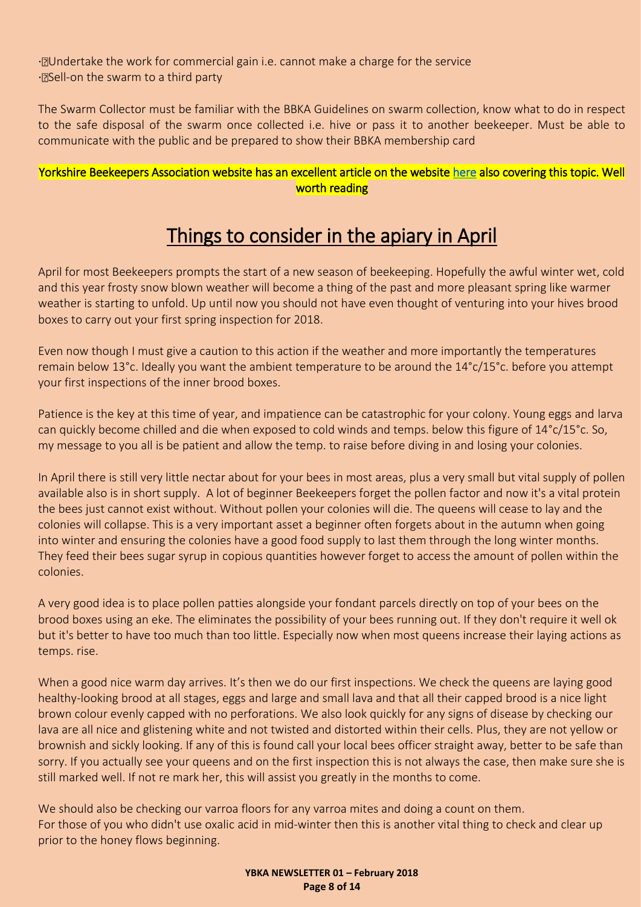- Undertake the work for commercial gain i.e. cannot make a charge for the service
- Sell-on the swarm to a third party

The Swarm Collector must be familiar with the BBKA Guidelines on swarm collection, know what to do in respect to the safe disposal of the swarm once collected i.e. hive or pass it to another beekeeper. Must be able to communicate with the public and be prepared to show their BBKA membership card

Yorkshire Beekeepers Association website has an excellent article on the website here also covering this topic. Well worth reading

# Things to consider in the apiary in April

April for most Beekeepers prompts the start of a new season of beekeeping. Hopefully the awful winter wet, cold and this year frosty snow blown weather will become a thing of the past and more pleasant spring like warmer weather is starting to unfold. Up until now you should not have even thought of venturing into your hives brood boxes to carry out your first spring inspection for 2018.

Even now though I must give a caution to this action if the weather and more importantly the temperatures remain below 13°c. Ideally you want the ambient temperature to be around the 14°c/15°c. before you attempt your first inspections of the inner brood boxes.

Patience is the key at this time of year, and impatience can be catastrophic for your colony. Young eggs and larva can quickly become chilled and die when exposed to cold winds and temps. below this figure of 14°c/15°c. So, my message to you all is be patient and allow the temp. to raise before diving in and losing your colonies.

In April there is still very little nectar about for your bees in most areas, plus a very small but vital supply of pollen available also is in short supply. A lot of beginner Beekeepers forget the pollen factor and now it's a vital protein the bees just cannot exist without. Without pollen your colonies will die. The queens will cease to lay and the colonies will collapse. This is a very important asset a beginner often forgets about in the autumn when going into winter and ensuring the colonies have a good food supply to last them through the long winter months. They feed their bees sugar syrup in copious quantities however forget to access the amount of pollen within the colonies.

A very good idea is to place pollen patties alongside your fondant parcels directly on top of your bees on the brood boxes using an eke. The eliminates the possibility of your bees running out. If they don't require it well ok but it's better to have too much than too little. Especially now when most queens increase their laying actions as temps. rise.

When a good nice warm day arrives. It's then we do our first inspections. We check the queens are laying good healthy-looking brood at all stages, eggs and large and small lava and that all their capped brood is a nice light brown colour evenly capped with no perforations. We also look quickly for any signs of disease by checking our lava are all nice and glistening white and not twisted and distorted within their cells. Plus, they are not yellow or brownish and sickly looking. If any of this is found call your local bees officer straight away, better to be safe than sorry. If you actually see your queens and on the first inspection this is not always the case, then make sure she is still marked well. If not re mark her, this will assist you greatly in the months to come.

We should also be checking our varroa floors for any varroa mites and doing a count on them.
For those of you who didn't use oxalic acid in mid-winter then this is another vital thing to check and clear up prior to the honey flows beginning.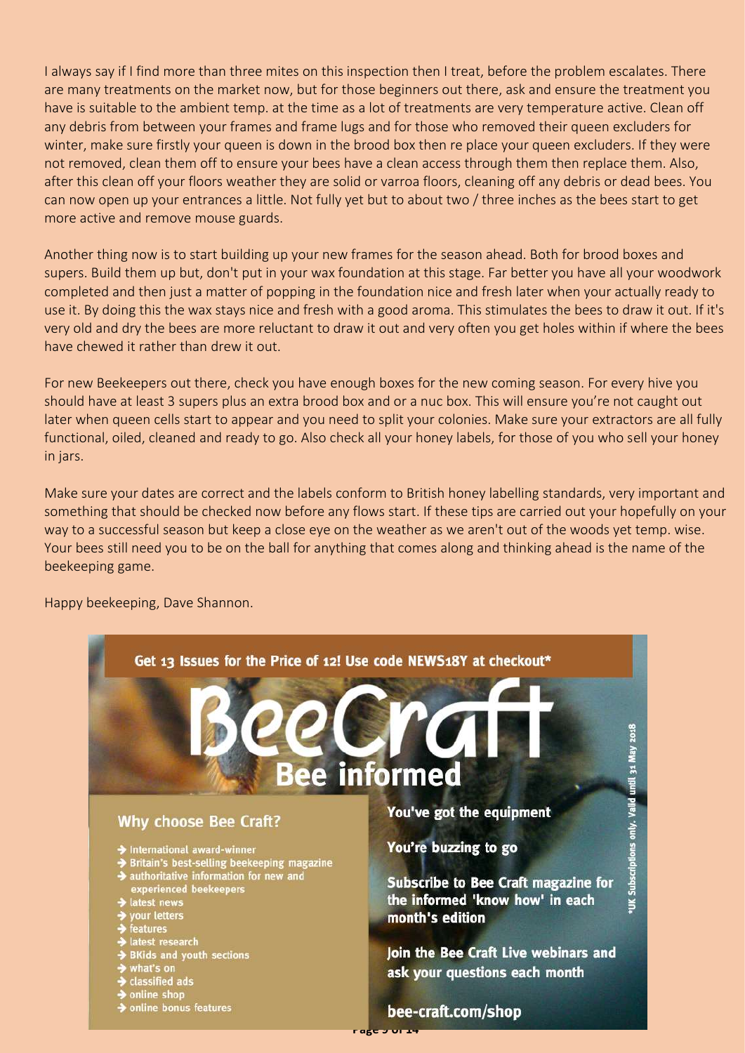I always say if I find more than three mites on this inspection then I treat, before the problem escalates. There are many treatments on the market now, but for those beginners out there, ask and ensure the treatment you have is suitable to the ambient temp. at the time as a lot of treatments are very temperature active. Clean off any debris from between your frames and frame lugs and for those who removed their queen excluders for winter, make sure firstly your queen is down in the brood box then re place your queen excluders. If they were not removed, clean them off to ensure your bees have a clean access through them then replace them. Also, after this clean off your floors weather they are solid or varroa floors, cleaning off any debris or dead bees. You can now open up your entrances a little. Not fully yet but to about two / three inches as the bees start to get more active and remove mouse guards.

Another thing now is to start building up your new frames for the season ahead. Both for brood boxes and supers. Build them up but, don't put in your wax foundation at this stage. Far better you have all your woodwork completed and then just a matter of popping in the foundation nice and fresh later when your actually ready to use it. By doing this the wax stays nice and fresh with a good aroma. This stimulates the bees to draw it out. If it's very old and dry the bees are more reluctant to draw it out and very often you get holes within if where the bees have chewed it rather than drew it out.

For new Beekeepers out there, check you have enough boxes for the new coming season. For every hive you should have at least 3 supers plus an extra brood box and or a nuc box. This will ensure you're not caught out later when queen cells start to appear and you need to split your colonies. Make sure your extractors are all fully functional, oiled, cleaned and ready to go. Also check all your honey labels, for those of you who sell your honey in jars.

Make sure your dates are correct and the labels conform to British honey labelling standards, very important and something that should be checked now before any flows start. If these tips are carried out your hopefully on your way to a successful season but keep a close eye on the weather as we aren't out of the woods yet temp. wise. Your bees still need you to be on the ball for anything that comes along and thinking ahead is the name of the beekeeping game.

Happy beekeeping, Dave Shannon.

**Get 13 Issues for the Price of 12! Use code NEWS18Y at checkout***

# BeeCraft
## Bee informed

### Why choose Bee Craft?

- International award-winner
- Britain's best-selling beekeeping magazine
- authoritative information for new and experienced beekeepers
- latest news
- your letters
- features
- latest research
- BKids and youth sections
- what's on
- classified ads
- online shop
- online bonus features

**You've got the equipment**

**You're buzzing to go**

**Subscribe to Bee Craft magazine for the informed 'know how' in each month's edition**

**Join the Bee Craft Live webinars and ask your questions each month**

**bee-craft.com/shop**

*UK Subscriptions only. Valid until 31 May 2018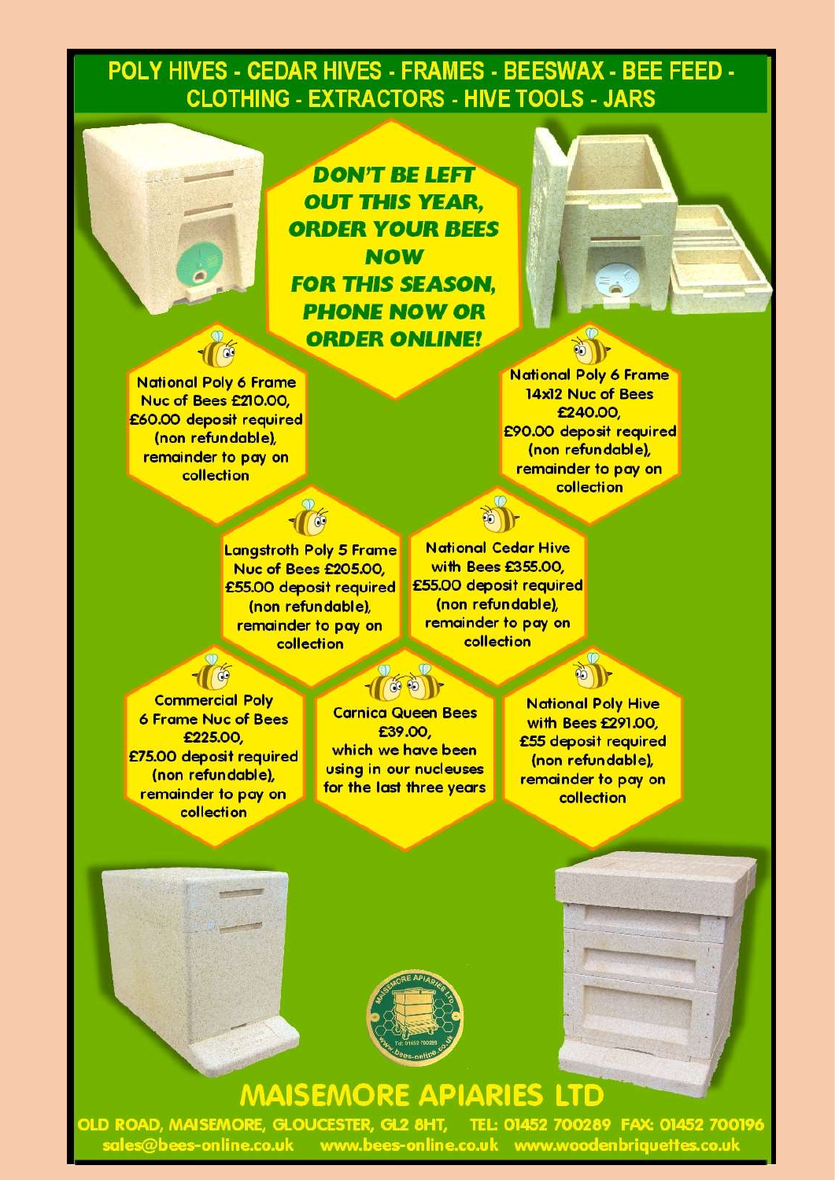## POLY HIVES - CEDAR HIVES - FRAMES - BEESWAX - BEE FEED - CLOTHING - EXTRACTORS - HIVE TOOLS - JARS

***DON'T BE LEFT OUT THIS YEAR, ORDER YOUR BEES NOW FOR THIS SEASON, PHONE NOW OR ORDER ONLINE!***

National Poly 6 Frame Nuc of Bees £210.00, £60.00 deposit required (non refundable), remainder to pay on collection

National Poly 6 Frame 14x12 Nuc of Bees £240.00, £90.00 deposit required (non refundable), remainder to pay on collection

Langstroth Poly 5 Frame Nuc of Bees £205.00, £55.00 deposit required (non refundable), remainder to pay on collection

National Cedar Hive with Bees £355.00, £55.00 deposit required (non refundable), remainder to pay on collection

Commercial Poly 6 Frame Nuc of Bees £225.00, £75.00 deposit required (non refundable), remainder to pay on collection

Carnica Queen Bees £39.00, which we have been using in our nucleuses for the last three years

National Poly Hive with Bees £291.00, £55 deposit required (non refundable), remainder to pay on collection

# MAISEMORE APIARIES LTD

OLD ROAD, MAISEMORE, GLOUCESTER, GL2 8HT, TEL: 01452 700289 FAX: 01452 700196

sales@bees-online.co.uk www.bees-online.co.uk www.woodenbriquettes.co.uk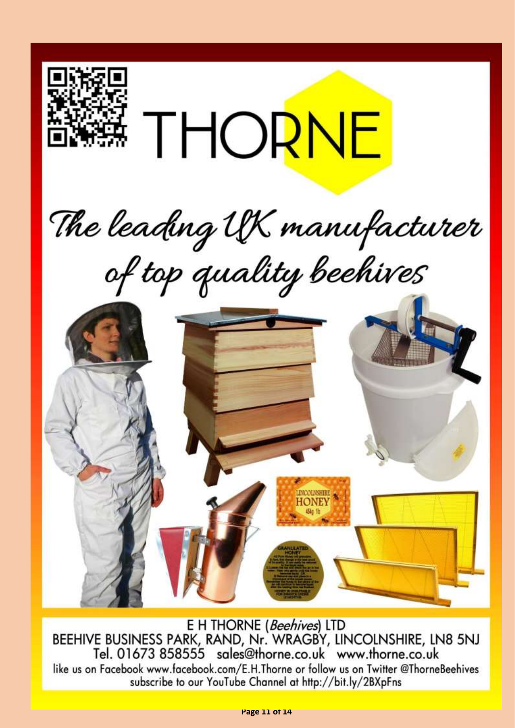# THORNE

*The leading UK manufacturer of top quality beehives*

E H THORNE (*Beehives*) LTD
BEEHIVE BUSINESS PARK, RAND, Nr. WRAGBY, LINCOLNSHIRE, LN8 5NJ
Tel. 01673 858555 sales@thorne.co.uk www.thorne.co.uk
like us on Facebook www.facebook.com/E.H.Thorne or follow us on Twitter @ThorneBeehives
subscribe to our YouTube Channel at http://bit.ly/2BXpFns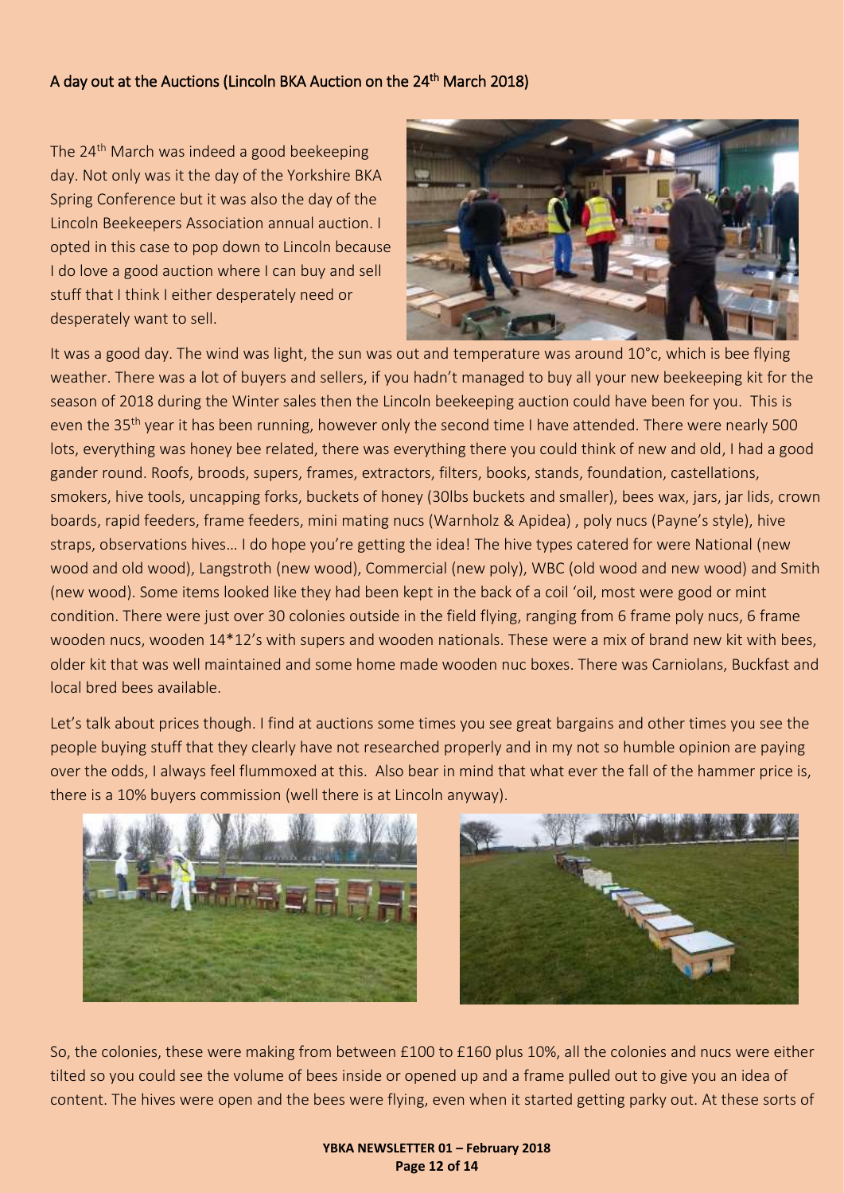## A day out at the Auctions (Lincoln BKA Auction on the 24th March 2018)

The 24th March was indeed a good beekeeping day. Not only was it the day of the Yorkshire BKA Spring Conference but it was also the day of the Lincoln Beekeepers Association annual auction. I opted in this case to pop down to Lincoln because I do love a good auction where I can buy and sell stuff that I think I either desperately need or desperately want to sell.

It was a good day. The wind was light, the sun was out and temperature was around 10°c, which is bee flying weather. There was a lot of buyers and sellers, if you hadn't managed to buy all your new beekeeping kit for the season of 2018 during the Winter sales then the Lincoln beekeeping auction could have been for you. This is even the 35th year it has been running, however only the second time I have attended. There were nearly 500 lots, everything was honey bee related, there was everything there you could think of new and old, I had a good gander round. Roofs, broods, supers, frames, extractors, filters, books, stands, foundation, castellations, smokers, hive tools, uncapping forks, buckets of honey (30lbs buckets and smaller), bees wax, jars, jar lids, crown boards, rapid feeders, frame feeders, mini mating nucs (Warnholz & Apidea) , poly nucs (Payne's style), hive straps, observations hives… I do hope you're getting the idea! The hive types catered for were National (new wood and old wood), Langstroth (new wood), Commercial (new poly), WBC (old wood and new wood) and Smith (new wood). Some items looked like they had been kept in the back of a coil 'oil, most were good or mint condition. There were just over 30 colonies outside in the field flying, ranging from 6 frame poly nucs, 6 frame wooden nucs, wooden 14*12's with supers and wooden nationals. These were a mix of brand new kit with bees, older kit that was well maintained and some home made wooden nuc boxes. There was Carniolans, Buckfast and local bred bees available.

Let's talk about prices though. I find at auctions some times you see great bargains and other times you see the people buying stuff that they clearly have not researched properly and in my not so humble opinion are paying over the odds, I always feel flummoxed at this. Also bear in mind that what ever the fall of the hammer price is, there is a 10% buyers commission (well there is at Lincoln anyway).

So, the colonies, these were making from between £100 to £160 plus 10%, all the colonies and nucs were either tilted so you could see the volume of bees inside or opened up and a frame pulled out to give you an idea of content. The hives were open and the bees were flying, even when it started getting parky out. At these sorts of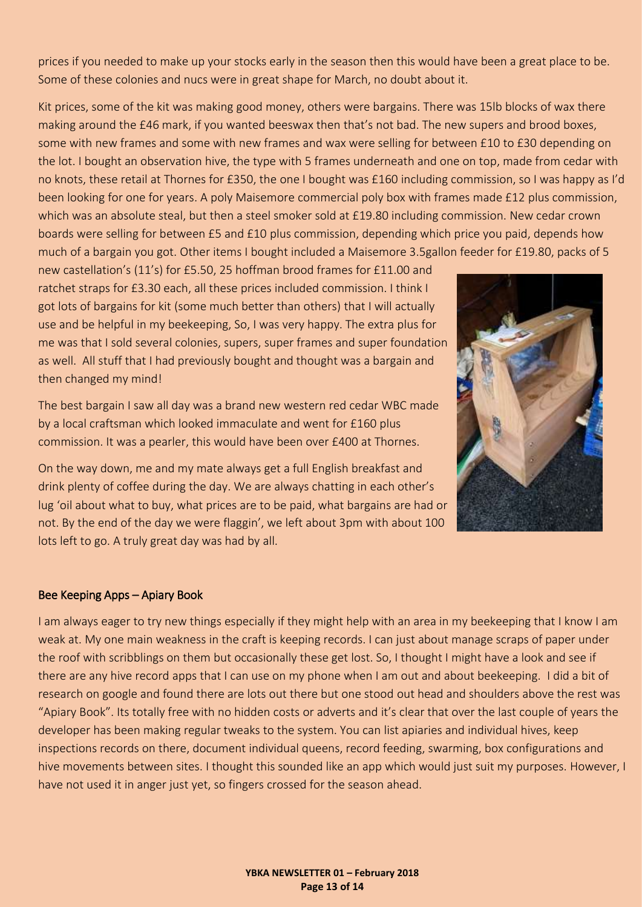prices if you needed to make up your stocks early in the season then this would have been a great place to be. Some of these colonies and nucs were in great shape for March, no doubt about it.

Kit prices, some of the kit was making good money, others were bargains. There was 15lb blocks of wax there making around the £46 mark, if you wanted beeswax then that's not bad. The new supers and brood boxes, some with new frames and some with new frames and wax were selling for between £10 to £30 depending on the lot. I bought an observation hive, the type with 5 frames underneath and one on top, made from cedar with no knots, these retail at Thornes for £350, the one I bought was £160 including commission, so I was happy as I'd been looking for one for years. A poly Maisemore commercial poly box with frames made £12 plus commission, which was an absolute steal, but then a steel smoker sold at £19.80 including commission. New cedar crown boards were selling for between £5 and £10 plus commission, depending which price you paid, depends how much of a bargain you got. Other items I bought included a Maisemore 3.5gallon feeder for £19.80, packs of 5 new castellation's (11's) for £5.50, 25 hoffman brood frames for £11.00 and ratchet straps for £3.30 each, all these prices included commission. I think I got lots of bargains for kit (some much better than others) that I will actually use and be helpful in my beekeeping, So, I was very happy. The extra plus for me was that I sold several colonies, supers, super frames and super foundation as well. All stuff that I had previously bought and thought was a bargain and then changed my mind!

The best bargain I saw all day was a brand new western red cedar WBC made by a local craftsman which looked immaculate and went for £160 plus commission. It was a pearler, this would have been over £400 at Thornes.

On the way down, me and my mate always get a full English breakfast and drink plenty of coffee during the day. We are always chatting in each other's lug 'oil about what to buy, what prices are to be paid, what bargains are had or not. By the end of the day we were flaggin', we left about 3pm with about 100 lots left to go. A truly great day was had by all.

## Bee Keeping Apps – Apiary Book

I am always eager to try new things especially if they might help with an area in my beekeeping that I know I am weak at. My one main weakness in the craft is keeping records. I can just about manage scraps of paper under the roof with scribblings on them but occasionally these get lost. So, I thought I might have a look and see if there are any hive record apps that I can use on my phone when I am out and about beekeeping. I did a bit of research on google and found there are lots out there but one stood out head and shoulders above the rest was "Apiary Book". Its totally free with no hidden costs or adverts and it's clear that over the last couple of years the developer has been making regular tweaks to the system. You can list apiaries and individual hives, keep inspections records on there, document individual queens, record feeding, swarming, box configurations and hive movements between sites. I thought this sounded like an app which would just suit my purposes. However, I have not used it in anger just yet, so fingers crossed for the season ahead.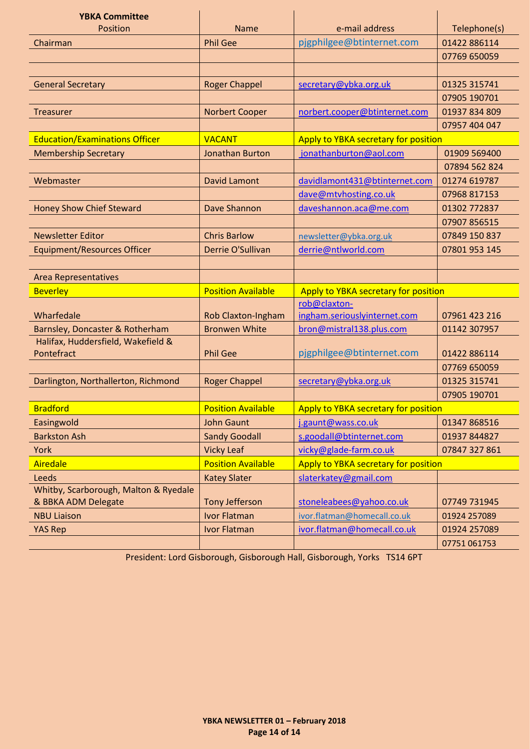| YBKA Committee<br>Position | Name | e-mail address | Telephone(s) |
|---|---|---|---|
| Chairman | Phil Gee | pjgphilgee@btinternet.com | 01422 886114 |
| | | | 07769 650059 |
| | | | |
| General Secretary | Roger Chappel | secretary@ybka.org.uk | 01325 315741 |
| | | | 07905 190701 |
| Treasurer | Norbert Cooper | norbert.cooper@btinternet.com | 01937 834 809 |
| | | | 07957 404 047 |
| Education/Examinations Officer | VACANT | Apply to YBKA secretary for position | |
| Membership Secretary | Jonathan Burton | jonathanburton@aol.com | 01909 569400 |
| | | | 07894 562 824 |
| Webmaster | David Lamont | davidlamont431@btinternet.com | 01274 619787 |
| | | dave@mtvhosting.co.uk | 07968 817153 |
| Honey Show Chief Steward | Dave Shannon | daveshannon.aca@me.com | 01302 772837 |
| | | | 07907 856515 |
| Newsletter Editor | Chris Barlow | newsletter@ybka.org.uk | 07849 150 837 |
| Equipment/Resources Officer | Derrie O'Sullivan | derrie@ntlworld.com | 07801 953 145 |
| | | | |
| Area Representatives | | | |
| Beverley | Position Available | Apply to YBKA secretary for position | |
| Wharfedale | Rob Claxton-Ingham | rob@claxton-ingham.seriouslyinternet.com | 07961 423 216 |
| Barnsley, Doncaster & Rotherham | Bronwen White | bron@mistral138.plus.com | 01142 307957 |
| Halifax, Huddersfield, Wakefield & Pontefract | Phil Gee | pjgphilgee@btinternet.com | 01422 886114 |
| | | | 07769 650059 |
| Darlington, Northallerton, Richmond | Roger Chappel | secretary@ybka.org.uk | 01325 315741 |
| | | | 07905 190701 |
| Bradford | Position Available | Apply to YBKA secretary for position | |
| Easingwold | John Gaunt | j.gaunt@wass.co.uk | 01347 868516 |
| Barkston Ash | Sandy Goodall | s.goodall@btinternet.com | 01937 844827 |
| York | Vicky Leaf | vicky@glade-farm.co.uk | 07847 327 861 |
| Airedale | Position Available | Apply to YBKA secretary for position | |
| Leeds | Katey Slater | slaterkatey@gmail.com | |
| Whitby, Scarborough, Malton & Ryedale & BBKA ADM Delegate | Tony Jefferson | stoneleabees@yahoo.co.uk | 07749 731945 |
| NBU Liaison | Ivor Flatman | ivor.flatman@homecall.co.uk | 01924 257089 |
| YAS Rep | Ivor Flatman | ivor.flatman@homecall.co.uk | 01924 257089 |
| | | | 07751 061753 |

President: Lord Gisborough, Gisborough Hall, Gisborough, Yorks TS14 6PT